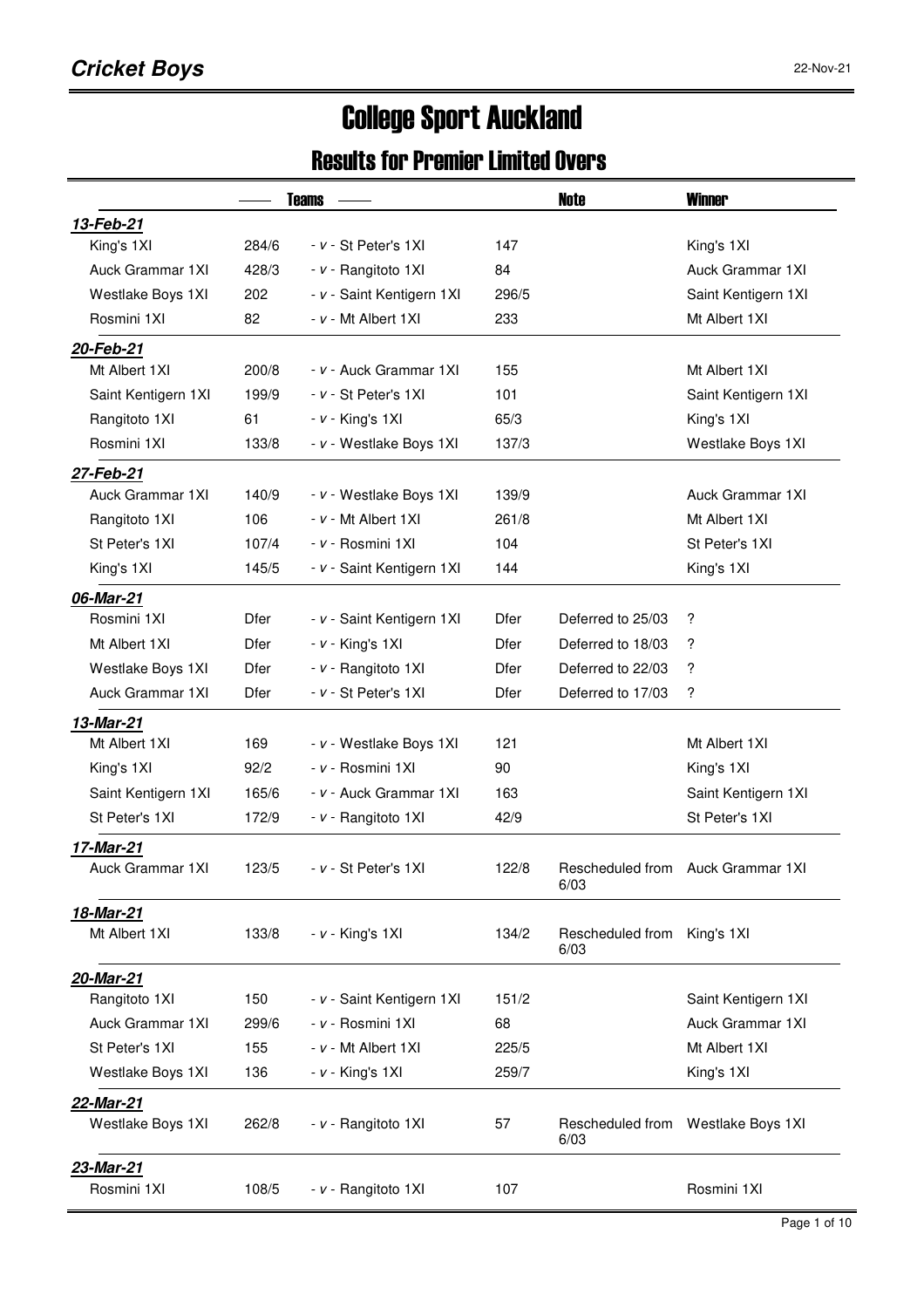**Cricket Boys**

# College Sport Auckland

## Results for Premier Limited Overs

| Teams | | | | Note | Winner |
|---|---|---|---|---|---|
| ***13-Feb-21*** | | | | | |
| King's 1XI | 284/6 | - *v* - St Peter's 1XI | 147 | | King's 1XI |
| Auck Grammar 1XI | 428/3 | - *v* - Rangitoto 1XI | 84 | | Auck Grammar 1XI |
| Westlake Boys 1XI | 202 | - *v* - Saint Kentigern 1XI | 296/5 | | Saint Kentigern 1XI |
| Rosmini 1XI | 82 | - *v* - Mt Albert 1XI | 233 | | Mt Albert 1XI |
| ***20-Feb-21*** | | | | | |
| Mt Albert 1XI | 200/8 | - *v* - Auck Grammar 1XI | 155 | | Mt Albert 1XI |
| Saint Kentigern 1XI | 199/9 | - *v* - St Peter's 1XI | 101 | | Saint Kentigern 1XI |
| Rangitoto 1XI | 61 | - *v* - King's 1XI | 65/3 | | King's 1XI |
| Rosmini 1XI | 133/8 | - *v* - Westlake Boys 1XI | 137/3 | | Westlake Boys 1XI |
| ***27-Feb-21*** | | | | | |
| Auck Grammar 1XI | 140/9 | - *v* - Westlake Boys 1XI | 139/9 | | Auck Grammar 1XI |
| Rangitoto 1XI | 106 | - *v* - Mt Albert 1XI | 261/8 | | Mt Albert 1XI |
| St Peter's 1XI | 107/4 | - *v* - Rosmini 1XI | 104 | | St Peter's 1XI |
| King's 1XI | 145/5 | - *v* - Saint Kentigern 1XI | 144 | | King's 1XI |
| ***06-Mar-21*** | | | | | |
| Rosmini 1XI | Dfer | - *v* - Saint Kentigern 1XI | Dfer | Deferred to 25/03 | ? |
| Mt Albert 1XI | Dfer | - *v* - King's 1XI | Dfer | Deferred to 18/03 | ? |
| Westlake Boys 1XI | Dfer | - *v* - Rangitoto 1XI | Dfer | Deferred to 22/03 | ? |
| Auck Grammar 1XI | Dfer | - *v* - St Peter's 1XI | Dfer | Deferred to 17/03 | ? |
| ***13-Mar-21*** | | | | | |
| Mt Albert 1XI | 169 | - *v* - Westlake Boys 1XI | 121 | | Mt Albert 1XI |
| King's 1XI | 92/2 | - *v* - Rosmini 1XI | 90 | | King's 1XI |
| Saint Kentigern 1XI | 165/6 | - *v* - Auck Grammar 1XI | 163 | | Saint Kentigern 1XI |
| St Peter's 1XI | 172/9 | - *v* - Rangitoto 1XI | 42/9 | | St Peter's 1XI |
| ***17-Mar-21*** | | | | | |
| Auck Grammar 1XI | 123/5 | - *v* - St Peter's 1XI | 122/8 | Rescheduled from 6/03 | Auck Grammar 1XI |
| ***18-Mar-21*** | | | | | |
| Mt Albert 1XI | 133/8 | - *v* - King's 1XI | 134/2 | Rescheduled from 6/03 | King's 1XI |
| ***20-Mar-21*** | | | | | |
| Rangitoto 1XI | 150 | - *v* - Saint Kentigern 1XI | 151/2 | | Saint Kentigern 1XI |
| Auck Grammar 1XI | 299/6 | - *v* - Rosmini 1XI | 68 | | Auck Grammar 1XI |
| St Peter's 1XI | 155 | - *v* - Mt Albert 1XI | 225/5 | | Mt Albert 1XI |
| Westlake Boys 1XI | 136 | - *v* - King's 1XI | 259/7 | | King's 1XI |
| ***22-Mar-21*** | | | | | |
| Westlake Boys 1XI | 262/8 | - *v* - Rangitoto 1XI | 57 | Rescheduled from 6/03 | Westlake Boys 1XI |
| ***23-Mar-21*** | | | | | |
| Rosmini 1XI | 108/5 | - *v* - Rangitoto 1XI | 107 | | Rosmini 1XI |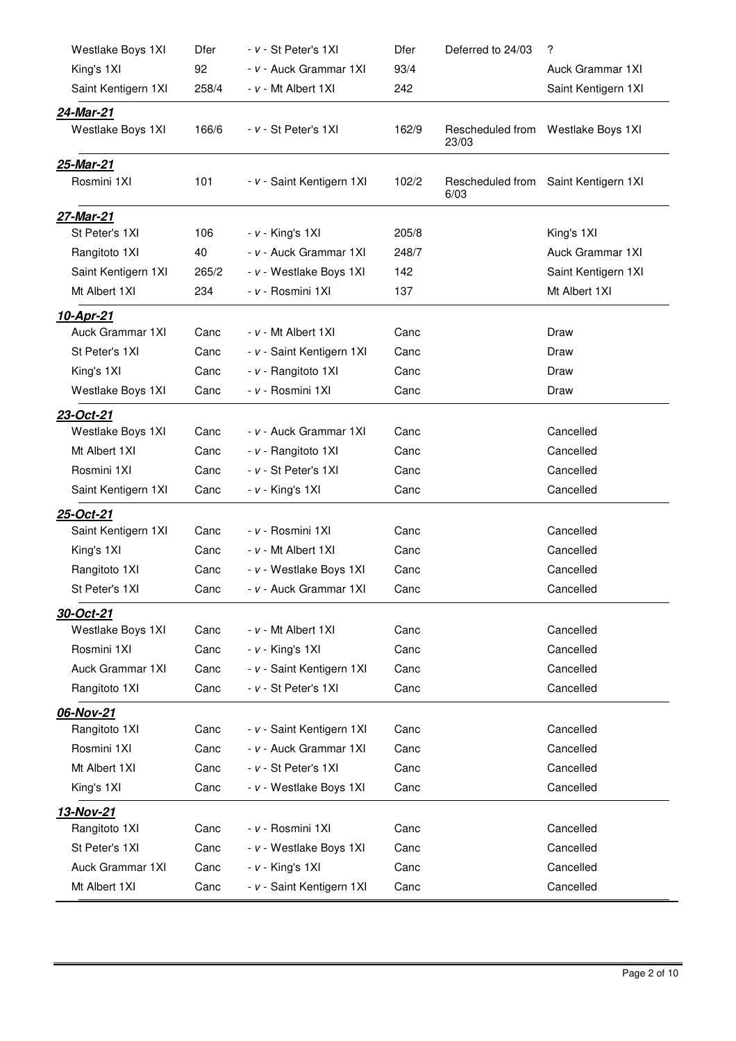| | | | | | |
|---|---|---|---|---|---|
| Westlake Boys 1XI | Dfer | - *v* - St Peter's 1XI | Dfer | Deferred to 24/03 | ? |
| King's 1XI | 92 | - *v* - Auck Grammar 1XI | 93/4 | | Auck Grammar 1XI |
| Saint Kentigern 1XI | 258/4 | - *v* - Mt Albert 1XI | 242 | | Saint Kentigern 1XI |

***24-Mar-21***

| | | | | | |
|---|---|---|---|---|---|
| Westlake Boys 1XI | 166/6 | - *v* - St Peter's 1XI | 162/9 | Rescheduled from 23/03 | Westlake Boys 1XI |

***25-Mar-21***

| | | | | | |
|---|---|---|---|---|---|
| Rosmini 1XI | 101 | - *v* - Saint Kentigern 1XI | 102/2 | Rescheduled from 6/03 | Saint Kentigern 1XI |

***27-Mar-21***

| | | | | | |
|---|---|---|---|---|---|
| St Peter's 1XI | 106 | - *v* - King's 1XI | 205/8 | | King's 1XI |
| Rangitoto 1XI | 40 | - *v* - Auck Grammar 1XI | 248/7 | | Auck Grammar 1XI |
| Saint Kentigern 1XI | 265/2 | - *v* - Westlake Boys 1XI | 142 | | Saint Kentigern 1XI |
| Mt Albert 1XI | 234 | - *v* - Rosmini 1XI | 137 | | Mt Albert 1XI |

***10-Apr-21***

| | | | | | |
|---|---|---|---|---|---|
| Auck Grammar 1XI | Canc | - *v* - Mt Albert 1XI | Canc | | Draw |
| St Peter's 1XI | Canc | - *v* - Saint Kentigern 1XI | Canc | | Draw |
| King's 1XI | Canc | - *v* - Rangitoto 1XI | Canc | | Draw |
| Westlake Boys 1XI | Canc | - *v* - Rosmini 1XI | Canc | | Draw |

***23-Oct-21***

| | | | | | |
|---|---|---|---|---|---|
| Westlake Boys 1XI | Canc | - *v* - Auck Grammar 1XI | Canc | | Cancelled |
| Mt Albert 1XI | Canc | - *v* - Rangitoto 1XI | Canc | | Cancelled |
| Rosmini 1XI | Canc | - *v* - St Peter's 1XI | Canc | | Cancelled |
| Saint Kentigern 1XI | Canc | - *v* - King's 1XI | Canc | | Cancelled |

***25-Oct-21***

| | | | | | |
|---|---|---|---|---|---|
| Saint Kentigern 1XI | Canc | - *v* - Rosmini 1XI | Canc | | Cancelled |
| King's 1XI | Canc | - *v* - Mt Albert 1XI | Canc | | Cancelled |
| Rangitoto 1XI | Canc | - *v* - Westlake Boys 1XI | Canc | | Cancelled |
| St Peter's 1XI | Canc | - *v* - Auck Grammar 1XI | Canc | | Cancelled |

***30-Oct-21***

| | | | | | |
|---|---|---|---|---|---|
| Westlake Boys 1XI | Canc | - *v* - Mt Albert 1XI | Canc | | Cancelled |
| Rosmini 1XI | Canc | - *v* - King's 1XI | Canc | | Cancelled |
| Auck Grammar 1XI | Canc | - *v* - Saint Kentigern 1XI | Canc | | Cancelled |
| Rangitoto 1XI | Canc | - *v* - St Peter's 1XI | Canc | | Cancelled |

***06-Nov-21***

| | | | | | |
|---|---|---|---|---|---|
| Rangitoto 1XI | Canc | - *v* - Saint Kentigern 1XI | Canc | | Cancelled |
| Rosmini 1XI | Canc | - *v* - Auck Grammar 1XI | Canc | | Cancelled |
| Mt Albert 1XI | Canc | - *v* - St Peter's 1XI | Canc | | Cancelled |
| King's 1XI | Canc | - *v* - Westlake Boys 1XI | Canc | | Cancelled |

***13-Nov-21***

| | | | | | |
|---|---|---|---|---|---|
| Rangitoto 1XI | Canc | - *v* - Rosmini 1XI | Canc | | Cancelled |
| St Peter's 1XI | Canc | - *v* - Westlake Boys 1XI | Canc | | Cancelled |
| Auck Grammar 1XI | Canc | - *v* - King's 1XI | Canc | | Cancelled |
| Mt Albert 1XI | Canc | - *v* - Saint Kentigern 1XI | Canc | | Cancelled |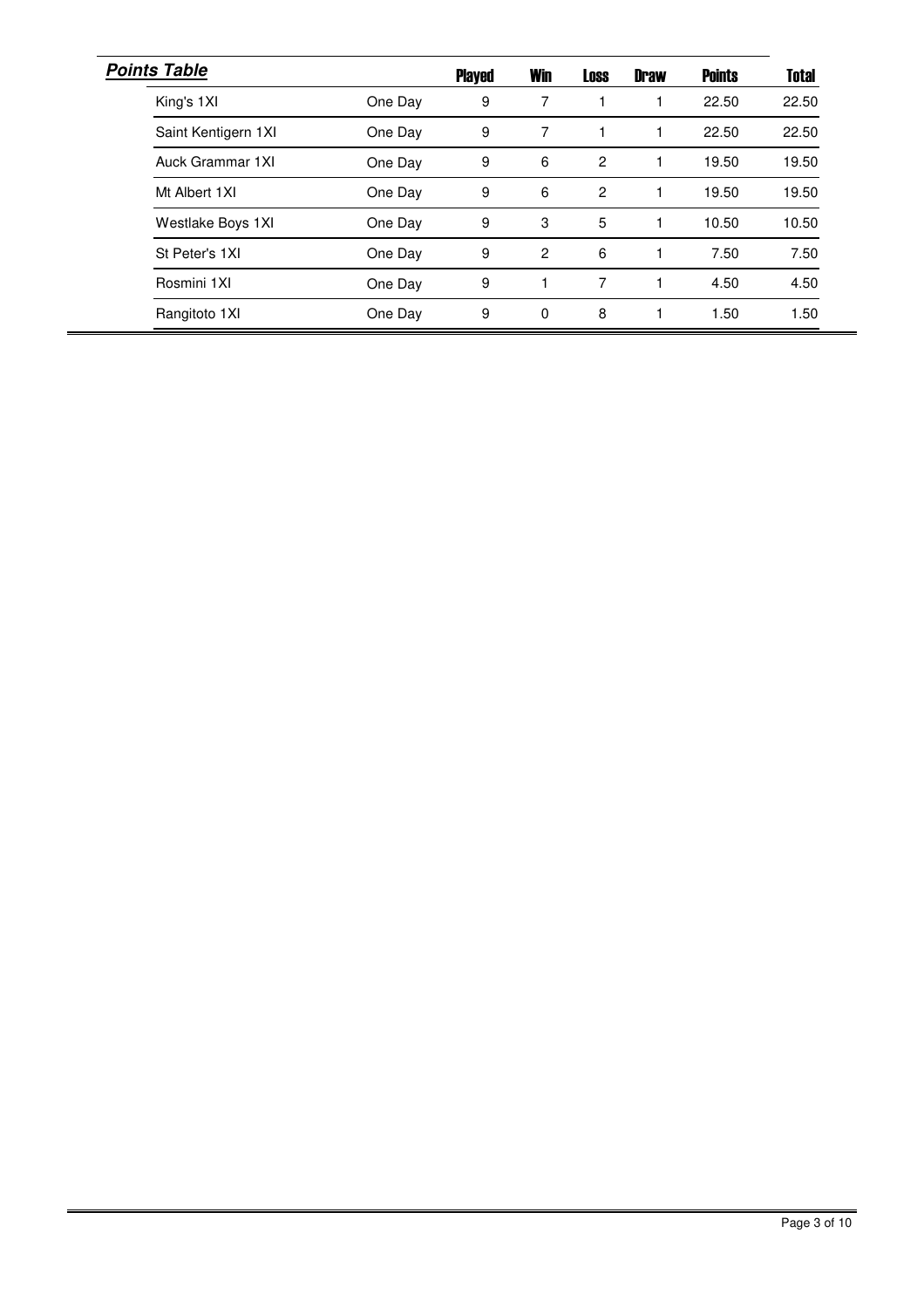***Points Table***

| | | Played | Win | Loss | Draw | Points | Total |
|---|---|---|---|---|---|---|---|
| King's 1XI | One Day | 9 | 7 | 1 | 1 | 22.50 | 22.50 |
| Saint Kentigern 1XI | One Day | 9 | 7 | 1 | 1 | 22.50 | 22.50 |
| Auck Grammar 1XI | One Day | 9 | 6 | 2 | 1 | 19.50 | 19.50 |
| Mt Albert 1XI | One Day | 9 | 6 | 2 | 1 | 19.50 | 19.50 |
| Westlake Boys 1XI | One Day | 9 | 3 | 5 | 1 | 10.50 | 10.50 |
| St Peter's 1XI | One Day | 9 | 2 | 6 | 1 | 7.50 | 7.50 |
| Rosmini 1XI | One Day | 9 | 1 | 7 | 1 | 4.50 | 4.50 |
| Rangitoto 1XI | One Day | 9 | 0 | 8 | 1 | 1.50 | 1.50 |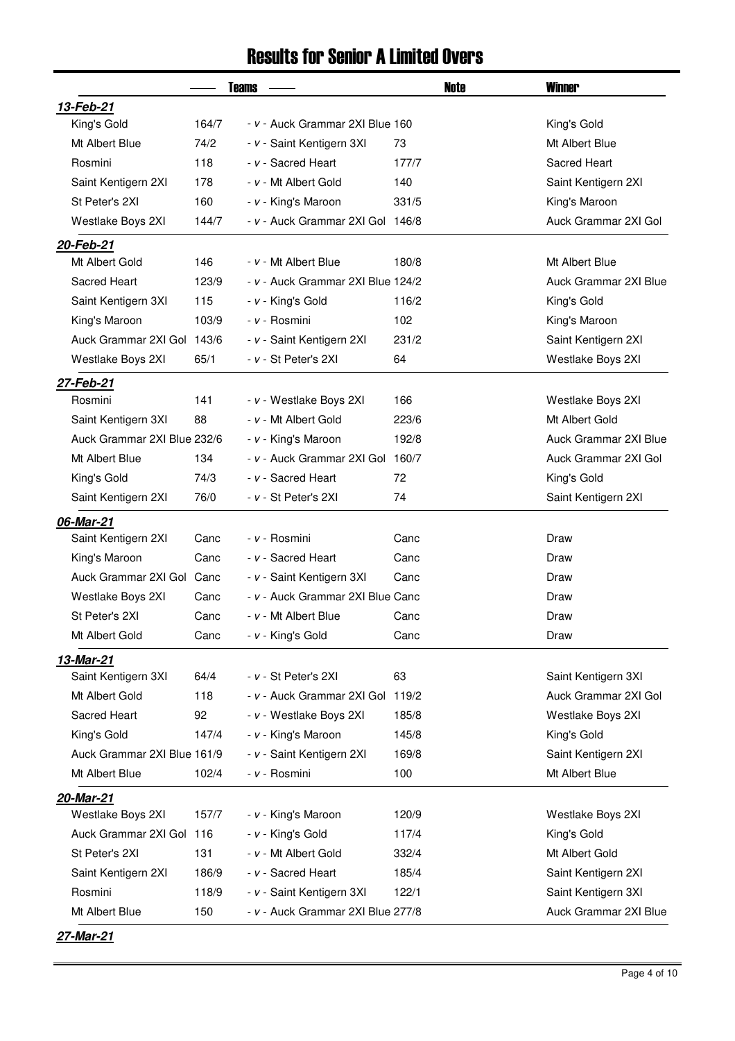# Results for Senior A Limited Overs

| Teams | | | | Note | Winner |
|---|---|---|---|---|---|
| ***13-Feb-21*** | | | | | |
| King's Gold | 164/7 | - v - Auck Grammar 2XI Blue | 160 | | King's Gold |
| Mt Albert Blue | 74/2 | - v - Saint Kentigern 3XI | 73 | | Mt Albert Blue |
| Rosmini | 118 | - v - Sacred Heart | 177/7 | | Sacred Heart |
| Saint Kentigern 2XI | 178 | - v - Mt Albert Gold | 140 | | Saint Kentigern 2XI |
| St Peter's 2XI | 160 | - v - King's Maroon | 331/5 | | King's Maroon |
| Westlake Boys 2XI | 144/7 | - v - Auck Grammar 2XI Gol | 146/8 | | Auck Grammar 2XI Gol |
| ***20-Feb-21*** | | | | | |
| Mt Albert Gold | 146 | - v - Mt Albert Blue | 180/8 | | Mt Albert Blue |
| Sacred Heart | 123/9 | - v - Auck Grammar 2XI Blue | 124/2 | | Auck Grammar 2XI Blue |
| Saint Kentigern 3XI | 115 | - v - King's Gold | 116/2 | | King's Gold |
| King's Maroon | 103/9 | - v - Rosmini | 102 | | King's Maroon |
| Auck Grammar 2XI Gol | 143/6 | - v - Saint Kentigern 2XI | 231/2 | | Saint Kentigern 2XI |
| Westlake Boys 2XI | 65/1 | - v - St Peter's 2XI | 64 | | Westlake Boys 2XI |
| ***27-Feb-21*** | | | | | |
| Rosmini | 141 | - v - Westlake Boys 2XI | 166 | | Westlake Boys 2XI |
| Saint Kentigern 3XI | 88 | - v - Mt Albert Gold | 223/6 | | Mt Albert Gold |
| Auck Grammar 2XI Blue | 232/6 | - v - King's Maroon | 192/8 | | Auck Grammar 2XI Blue |
| Mt Albert Blue | 134 | - v - Auck Grammar 2XI Gol | 160/7 | | Auck Grammar 2XI Gol |
| King's Gold | 74/3 | - v - Sacred Heart | 72 | | King's Gold |
| Saint Kentigern 2XI | 76/0 | - v - St Peter's 2XI | 74 | | Saint Kentigern 2XI |
| ***06-Mar-21*** | | | | | |
| Saint Kentigern 2XI | Canc | - v - Rosmini | Canc | | Draw |
| King's Maroon | Canc | - v - Sacred Heart | Canc | | Draw |
| Auck Grammar 2XI Gol | Canc | - v - Saint Kentigern 3XI | Canc | | Draw |
| Westlake Boys 2XI | Canc | - v - Auck Grammar 2XI Blue | Canc | | Draw |
| St Peter's 2XI | Canc | - v - Mt Albert Blue | Canc | | Draw |
| Mt Albert Gold | Canc | - v - King's Gold | Canc | | Draw |
| ***13-Mar-21*** | | | | | |
| Saint Kentigern 3XI | 64/4 | - v - St Peter's 2XI | 63 | | Saint Kentigern 3XI |
| Mt Albert Gold | 118 | - v - Auck Grammar 2XI Gol | 119/2 | | Auck Grammar 2XI Gol |
| Sacred Heart | 92 | - v - Westlake Boys 2XI | 185/8 | | Westlake Boys 2XI |
| King's Gold | 147/4 | - v - King's Maroon | 145/8 | | King's Gold |
| Auck Grammar 2XI Blue | 161/9 | - v - Saint Kentigern 2XI | 169/8 | | Saint Kentigern 2XI |
| Mt Albert Blue | 102/4 | - v - Rosmini | 100 | | Mt Albert Blue |
| ***20-Mar-21*** | | | | | |
| Westlake Boys 2XI | 157/7 | - v - King's Maroon | 120/9 | | Westlake Boys 2XI |
| Auck Grammar 2XI Gol | 116 | - v - King's Gold | 117/4 | | King's Gold |
| St Peter's 2XI | 131 | - v - Mt Albert Gold | 332/4 | | Mt Albert Gold |
| Saint Kentigern 2XI | 186/9 | - v - Sacred Heart | 185/4 | | Saint Kentigern 2XI |
| Rosmini | 118/9 | - v - Saint Kentigern 3XI | 122/1 | | Saint Kentigern 3XI |
| Mt Albert Blue | 150 | - v - Auck Grammar 2XI Blue | 277/8 | | Auck Grammar 2XI Blue |
| ***27-Mar-21*** | | | | | |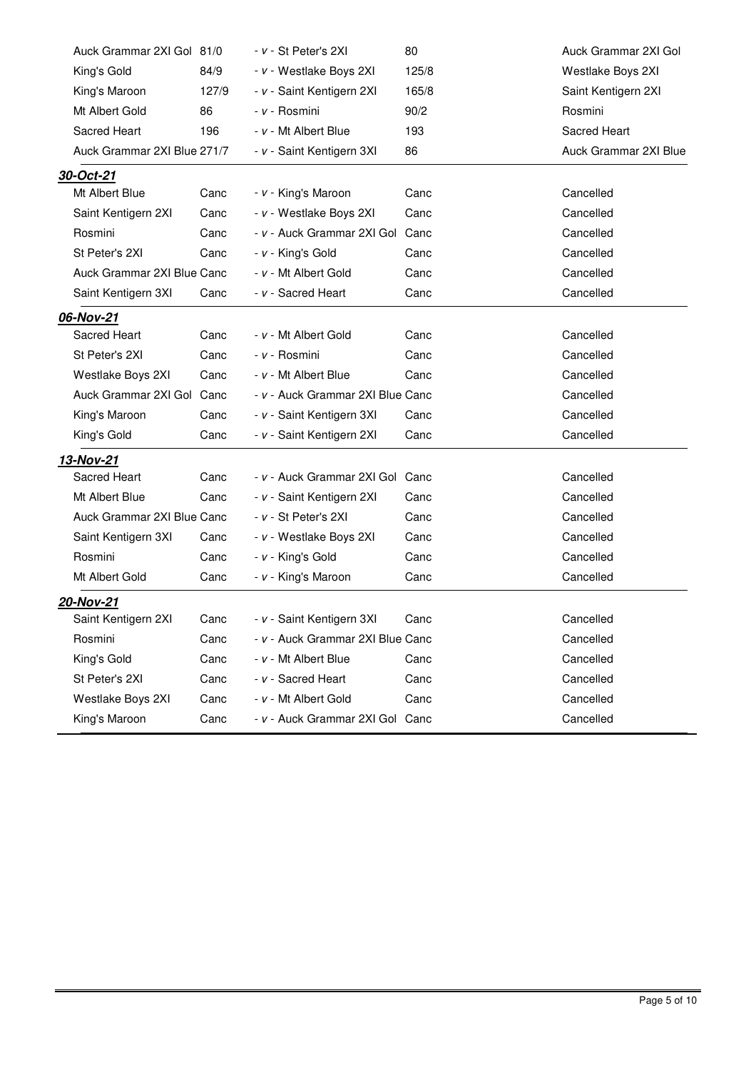| | | | | |
|---|---|---|---|---|
| Auck Grammar 2XI Gol | 81/0 | - v - St Peter's 2XI | 80 | Auck Grammar 2XI Gol |
| King's Gold | 84/9 | - v - Westlake Boys 2XI | 125/8 | Westlake Boys 2XI |
| King's Maroon | 127/9 | - v - Saint Kentigern 2XI | 165/8 | Saint Kentigern 2XI |
| Mt Albert Gold | 86 | - v - Rosmini | 90/2 | Rosmini |
| Sacred Heart | 196 | - v - Mt Albert Blue | 193 | Sacred Heart |
| Auck Grammar 2XI Blue | 271/7 | - v - Saint Kentigern 3XI | 86 | Auck Grammar 2XI Blue |

***30-Oct-21***

| | | | | |
|---|---|---|---|---|
| Mt Albert Blue | Canc | - v - King's Maroon | Canc | Cancelled |
| Saint Kentigern 2XI | Canc | - v - Westlake Boys 2XI | Canc | Cancelled |
| Rosmini | Canc | - v - Auck Grammar 2XI Gol | Canc | Cancelled |
| St Peter's 2XI | Canc | - v - King's Gold | Canc | Cancelled |
| Auck Grammar 2XI Blue | Canc | - v - Mt Albert Gold | Canc | Cancelled |
| Saint Kentigern 3XI | Canc | - v - Sacred Heart | Canc | Cancelled |

***06-Nov-21***

| | | | | |
|---|---|---|---|---|
| Sacred Heart | Canc | - v - Mt Albert Gold | Canc | Cancelled |
| St Peter's 2XI | Canc | - v - Rosmini | Canc | Cancelled |
| Westlake Boys 2XI | Canc | - v - Mt Albert Blue | Canc | Cancelled |
| Auck Grammar 2XI Gol | Canc | - v - Auck Grammar 2XI Blue | Canc | Cancelled |
| King's Maroon | Canc | - v - Saint Kentigern 3XI | Canc | Cancelled |
| King's Gold | Canc | - v - Saint Kentigern 2XI | Canc | Cancelled |

***13-Nov-21***

| | | | | |
|---|---|---|---|---|
| Sacred Heart | Canc | - v - Auck Grammar 2XI Gol | Canc | Cancelled |
| Mt Albert Blue | Canc | - v - Saint Kentigern 2XI | Canc | Cancelled |
| Auck Grammar 2XI Blue | Canc | - v - St Peter's 2XI | Canc | Cancelled |
| Saint Kentigern 3XI | Canc | - v - Westlake Boys 2XI | Canc | Cancelled |
| Rosmini | Canc | - v - King's Gold | Canc | Cancelled |
| Mt Albert Gold | Canc | - v - King's Maroon | Canc | Cancelled |

***20-Nov-21***

| | | | | |
|---|---|---|---|---|
| Saint Kentigern 2XI | Canc | - v - Saint Kentigern 3XI | Canc | Cancelled |
| Rosmini | Canc | - v - Auck Grammar 2XI Blue | Canc | Cancelled |
| King's Gold | Canc | - v - Mt Albert Blue | Canc | Cancelled |
| St Peter's 2XI | Canc | - v - Sacred Heart | Canc | Cancelled |
| Westlake Boys 2XI | Canc | - v - Mt Albert Gold | Canc | Cancelled |
| King's Maroon | Canc | - v - Auck Grammar 2XI Gol | Canc | Cancelled |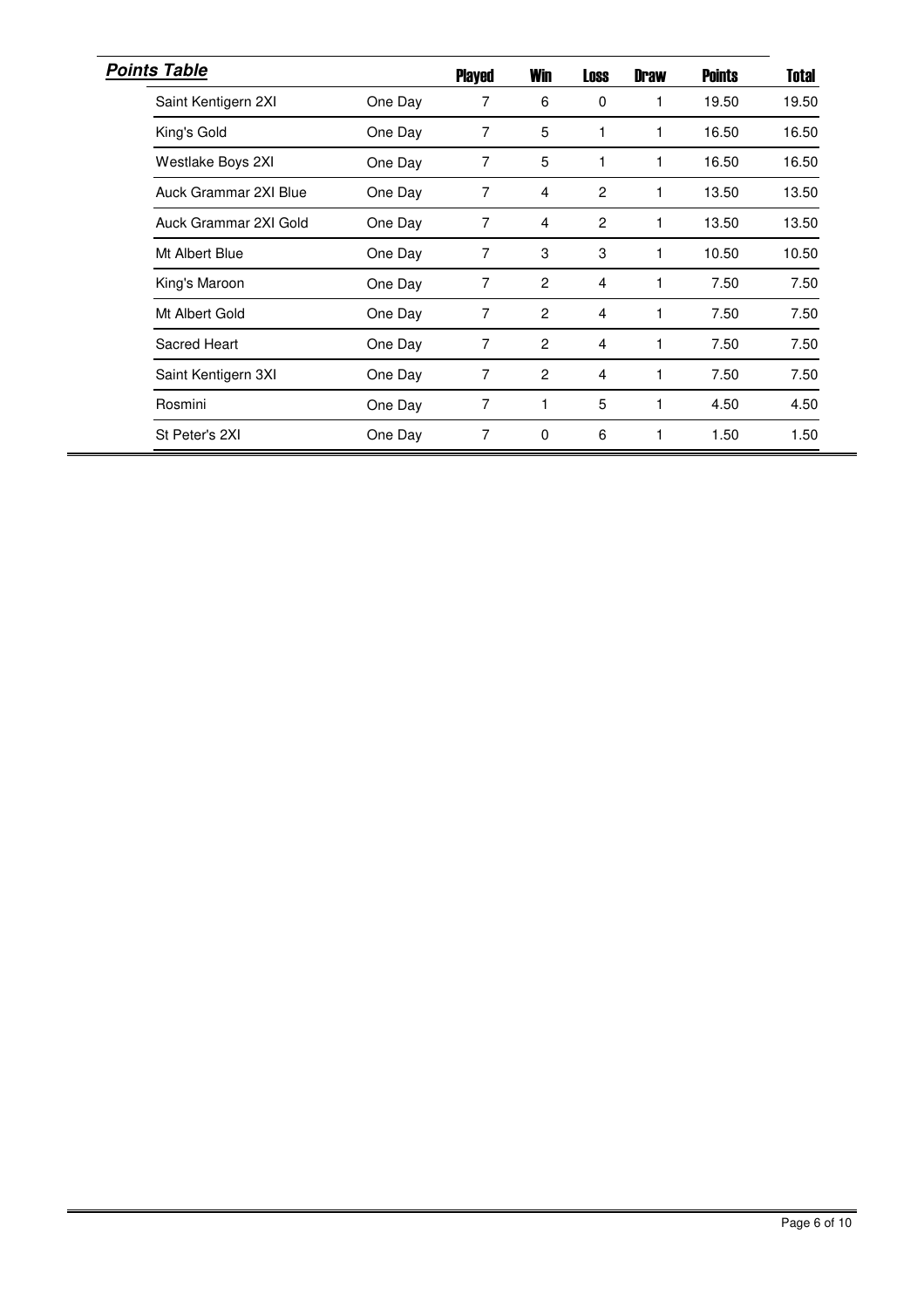## ***Points Table***

| | | Played | Win | Loss | Draw | Points | Total |
|---|---|---|---|---|---|---|---|
| Saint Kentigern 2XI | One Day | 7 | 6 | 0 | 1 | 19.50 | 19.50 |
| King's Gold | One Day | 7 | 5 | 1 | 1 | 16.50 | 16.50 |
| Westlake Boys 2XI | One Day | 7 | 5 | 1 | 1 | 16.50 | 16.50 |
| Auck Grammar 2XI Blue | One Day | 7 | 4 | 2 | 1 | 13.50 | 13.50 |
| Auck Grammar 2XI Gold | One Day | 7 | 4 | 2 | 1 | 13.50 | 13.50 |
| Mt Albert Blue | One Day | 7 | 3 | 3 | 1 | 10.50 | 10.50 |
| King's Maroon | One Day | 7 | 2 | 4 | 1 | 7.50 | 7.50 |
| Mt Albert Gold | One Day | 7 | 2 | 4 | 1 | 7.50 | 7.50 |
| Sacred Heart | One Day | 7 | 2 | 4 | 1 | 7.50 | 7.50 |
| Saint Kentigern 3XI | One Day | 7 | 2 | 4 | 1 | 7.50 | 7.50 |
| Rosmini | One Day | 7 | 1 | 5 | 1 | 4.50 | 4.50 |
| St Peter's 2XI | One Day | 7 | 0 | 6 | 1 | 1.50 | 1.50 |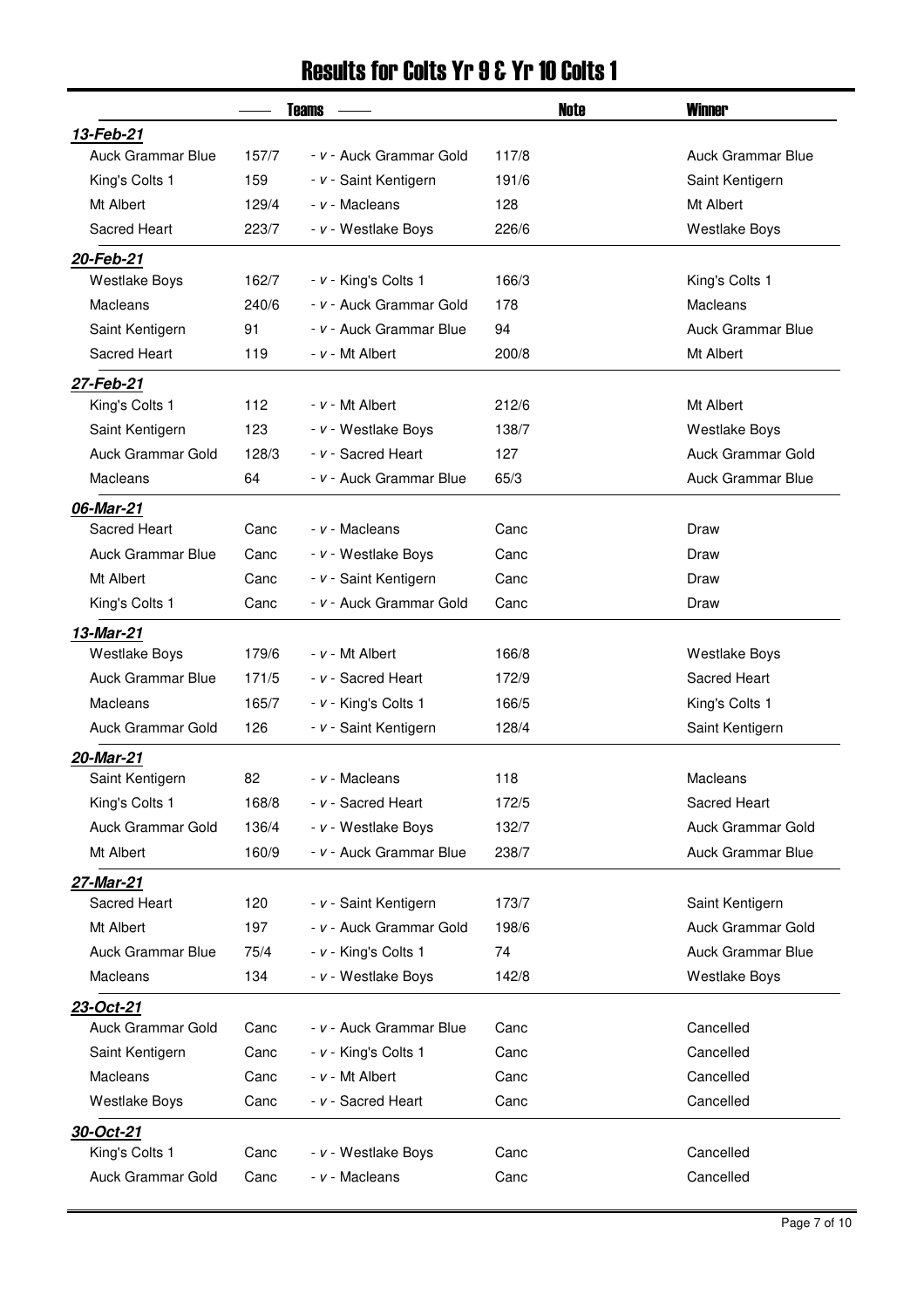# Results for Colts Yr 9 & Yr 10 Colts 1

| | Teams | | | Note | Winner |
|---|---|---|---|---|---|
| ***13-Feb-21*** | | | | | |
| Auck Grammar Blue | 157/7 | - v - Auck Grammar Gold | 117/8 | | Auck Grammar Blue |
| King's Colts 1 | 159 | - v - Saint Kentigern | 191/6 | | Saint Kentigern |
| Mt Albert | 129/4 | - v - Macleans | 128 | | Mt Albert |
| Sacred Heart | 223/7 | - v - Westlake Boys | 226/6 | | Westlake Boys |
| ***20-Feb-21*** | | | | | |
| Westlake Boys | 162/7 | - v - King's Colts 1 | 166/3 | | King's Colts 1 |
| Macleans | 240/6 | - v - Auck Grammar Gold | 178 | | Macleans |
| Saint Kentigern | 91 | - v - Auck Grammar Blue | 94 | | Auck Grammar Blue |
| Sacred Heart | 119 | - v - Mt Albert | 200/8 | | Mt Albert |
| ***27-Feb-21*** | | | | | |
| King's Colts 1 | 112 | - v - Mt Albert | 212/6 | | Mt Albert |
| Saint Kentigern | 123 | - v - Westlake Boys | 138/7 | | Westlake Boys |
| Auck Grammar Gold | 128/3 | - v - Sacred Heart | 127 | | Auck Grammar Gold |
| Macleans | 64 | - v - Auck Grammar Blue | 65/3 | | Auck Grammar Blue |
| ***06-Mar-21*** | | | | | |
| Sacred Heart | Canc | - v - Macleans | Canc | | Draw |
| Auck Grammar Blue | Canc | - v - Westlake Boys | Canc | | Draw |
| Mt Albert | Canc | - v - Saint Kentigern | Canc | | Draw |
| King's Colts 1 | Canc | - v - Auck Grammar Gold | Canc | | Draw |
| ***13-Mar-21*** | | | | | |
| Westlake Boys | 179/6 | - v - Mt Albert | 166/8 | | Westlake Boys |
| Auck Grammar Blue | 171/5 | - v - Sacred Heart | 172/9 | | Sacred Heart |
| Macleans | 165/7 | - v - King's Colts 1 | 166/5 | | King's Colts 1 |
| Auck Grammar Gold | 126 | - v - Saint Kentigern | 128/4 | | Saint Kentigern |
| ***20-Mar-21*** | | | | | |
| Saint Kentigern | 82 | - v - Macleans | 118 | | Macleans |
| King's Colts 1 | 168/8 | - v - Sacred Heart | 172/5 | | Sacred Heart |
| Auck Grammar Gold | 136/4 | - v - Westlake Boys | 132/7 | | Auck Grammar Gold |
| Mt Albert | 160/9 | - v - Auck Grammar Blue | 238/7 | | Auck Grammar Blue |
| ***27-Mar-21*** | | | | | |
| Sacred Heart | 120 | - v - Saint Kentigern | 173/7 | | Saint Kentigern |
| Mt Albert | 197 | - v - Auck Grammar Gold | 198/6 | | Auck Grammar Gold |
| Auck Grammar Blue | 75/4 | - v - King's Colts 1 | 74 | | Auck Grammar Blue |
| Macleans | 134 | - v - Westlake Boys | 142/8 | | Westlake Boys |
| ***23-Oct-21*** | | | | | |
| Auck Grammar Gold | Canc | - v - Auck Grammar Blue | Canc | | Cancelled |
| Saint Kentigern | Canc | - v - King's Colts 1 | Canc | | Cancelled |
| Macleans | Canc | - v - Mt Albert | Canc | | Cancelled |
| Westlake Boys | Canc | - v - Sacred Heart | Canc | | Cancelled |
| ***30-Oct-21*** | | | | | |
| King's Colts 1 | Canc | - v - Westlake Boys | Canc | | Cancelled |
| Auck Grammar Gold | Canc | - v - Macleans | Canc | | Cancelled |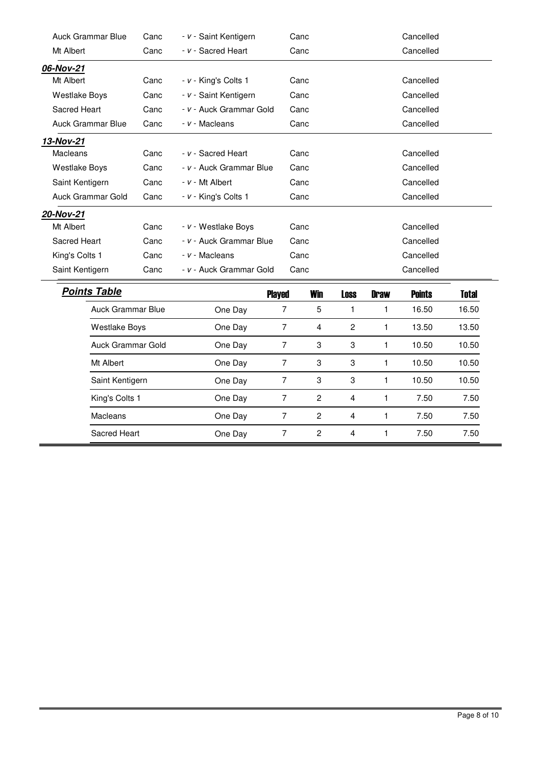| | | | | |
|---|---|---|---|---|
| Auck Grammar Blue | Canc | - v - Saint Kentigern | Canc | Cancelled |
| Mt Albert | Canc | - v - Sacred Heart | Canc | Cancelled |

***06-Nov-21***

| | | | | |
|---|---|---|---|---|
| Mt Albert | Canc | - v - King's Colts 1 | Canc | Cancelled |
| Westlake Boys | Canc | - v - Saint Kentigern | Canc | Cancelled |
| Sacred Heart | Canc | - v - Auck Grammar Gold | Canc | Cancelled |
| Auck Grammar Blue | Canc | - v - Macleans | Canc | Cancelled |

***13-Nov-21***

| | | | | |
|---|---|---|---|---|
| Macleans | Canc | - v - Sacred Heart | Canc | Cancelled |
| Westlake Boys | Canc | - v - Auck Grammar Blue | Canc | Cancelled |
| Saint Kentigern | Canc | - v - Mt Albert | Canc | Cancelled |
| Auck Grammar Gold | Canc | - v - King's Colts 1 | Canc | Cancelled |

***20-Nov-21***

| | | | | |
|---|---|---|---|---|
| Mt Albert | Canc | - v - Westlake Boys | Canc | Cancelled |
| Sacred Heart | Canc | - v - Auck Grammar Blue | Canc | Cancelled |
| King's Colts 1 | Canc | - v - Macleans | Canc | Cancelled |
| Saint Kentigern | Canc | - v - Auck Grammar Gold | Canc | Cancelled |

***Points Table***

| | | Played | Win | Loss | Draw | Points | Total |
|---|---|---|---|---|---|---|---|
| Auck Grammar Blue | One Day | 7 | 5 | 1 | 1 | 16.50 | 16.50 |
| Westlake Boys | One Day | 7 | 4 | 2 | 1 | 13.50 | 13.50 |
| Auck Grammar Gold | One Day | 7 | 3 | 3 | 1 | 10.50 | 10.50 |
| Mt Albert | One Day | 7 | 3 | 3 | 1 | 10.50 | 10.50 |
| Saint Kentigern | One Day | 7 | 3 | 3 | 1 | 10.50 | 10.50 |
| King's Colts 1 | One Day | 7 | 2 | 4 | 1 | 7.50 | 7.50 |
| Macleans | One Day | 7 | 2 | 4 | 1 | 7.50 | 7.50 |
| Sacred Heart | One Day | 7 | 2 | 4 | 1 | 7.50 | 7.50 |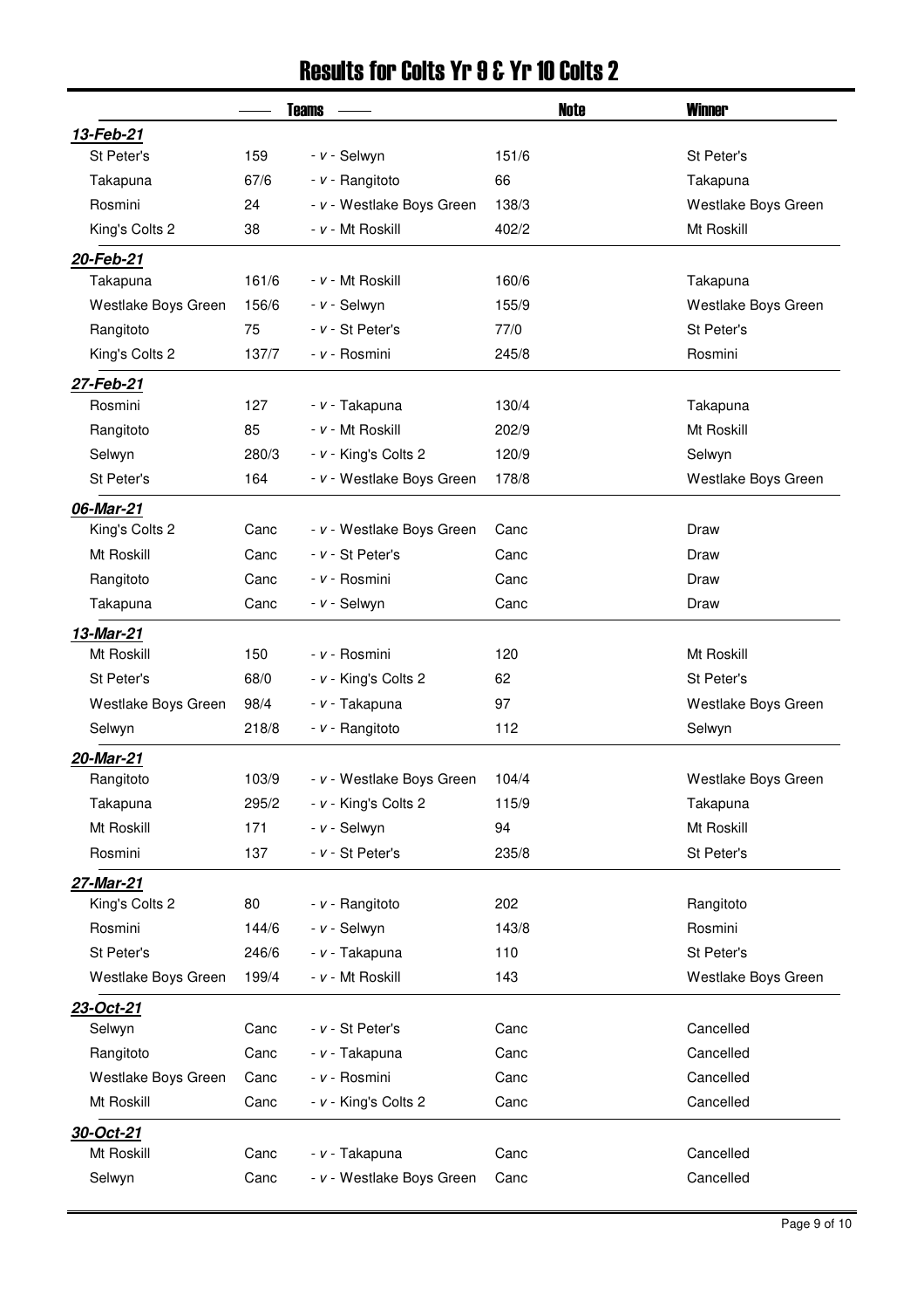# Results for Colts Yr 9 & Yr 10 Colts 2

| | Teams | | | Note | Winner |
|---|---|---|---|---|---|
| ***13-Feb-21*** | | | | | |
| St Peter's | 159 | - v - Selwyn | 151/6 | | St Peter's |
| Takapuna | 67/6 | - v - Rangitoto | 66 | | Takapuna |
| Rosmini | 24 | - v - Westlake Boys Green | 138/3 | | Westlake Boys Green |
| King's Colts 2 | 38 | - v - Mt Roskill | 402/2 | | Mt Roskill |
| ***20-Feb-21*** | | | | | |
| Takapuna | 161/6 | - v - Mt Roskill | 160/6 | | Takapuna |
| Westlake Boys Green | 156/6 | - v - Selwyn | 155/9 | | Westlake Boys Green |
| Rangitoto | 75 | - v - St Peter's | 77/0 | | St Peter's |
| King's Colts 2 | 137/7 | - v - Rosmini | 245/8 | | Rosmini |
| ***27-Feb-21*** | | | | | |
| Rosmini | 127 | - v - Takapuna | 130/4 | | Takapuna |
| Rangitoto | 85 | - v - Mt Roskill | 202/9 | | Mt Roskill |
| Selwyn | 280/3 | - v - King's Colts 2 | 120/9 | | Selwyn |
| St Peter's | 164 | - v - Westlake Boys Green | 178/8 | | Westlake Boys Green |
| ***06-Mar-21*** | | | | | |
| King's Colts 2 | Canc | - v - Westlake Boys Green | Canc | | Draw |
| Mt Roskill | Canc | - v - St Peter's | Canc | | Draw |
| Rangitoto | Canc | - v - Rosmini | Canc | | Draw |
| Takapuna | Canc | - v - Selwyn | Canc | | Draw |
| ***13-Mar-21*** | | | | | |
| Mt Roskill | 150 | - v - Rosmini | 120 | | Mt Roskill |
| St Peter's | 68/0 | - v - King's Colts 2 | 62 | | St Peter's |
| Westlake Boys Green | 98/4 | - v - Takapuna | 97 | | Westlake Boys Green |
| Selwyn | 218/8 | - v - Rangitoto | 112 | | Selwyn |
| ***20-Mar-21*** | | | | | |
| Rangitoto | 103/9 | - v - Westlake Boys Green | 104/4 | | Westlake Boys Green |
| Takapuna | 295/2 | - v - King's Colts 2 | 115/9 | | Takapuna |
| Mt Roskill | 171 | - v - Selwyn | 94 | | Mt Roskill |
| Rosmini | 137 | - v - St Peter's | 235/8 | | St Peter's |
| ***27-Mar-21*** | | | | | |
| King's Colts 2 | 80 | - v - Rangitoto | 202 | | Rangitoto |
| Rosmini | 144/6 | - v - Selwyn | 143/8 | | Rosmini |
| St Peter's | 246/6 | - v - Takapuna | 110 | | St Peter's |
| Westlake Boys Green | 199/4 | - v - Mt Roskill | 143 | | Westlake Boys Green |
| ***23-Oct-21*** | | | | | |
| Selwyn | Canc | - v - St Peter's | Canc | | Cancelled |
| Rangitoto | Canc | - v - Takapuna | Canc | | Cancelled |
| Westlake Boys Green | Canc | - v - Rosmini | Canc | | Cancelled |
| Mt Roskill | Canc | - v - King's Colts 2 | Canc | | Cancelled |
| ***30-Oct-21*** | | | | | |
| Mt Roskill | Canc | - v - Takapuna | Canc | | Cancelled |
| Selwyn | Canc | - v - Westlake Boys Green | Canc | | Cancelled |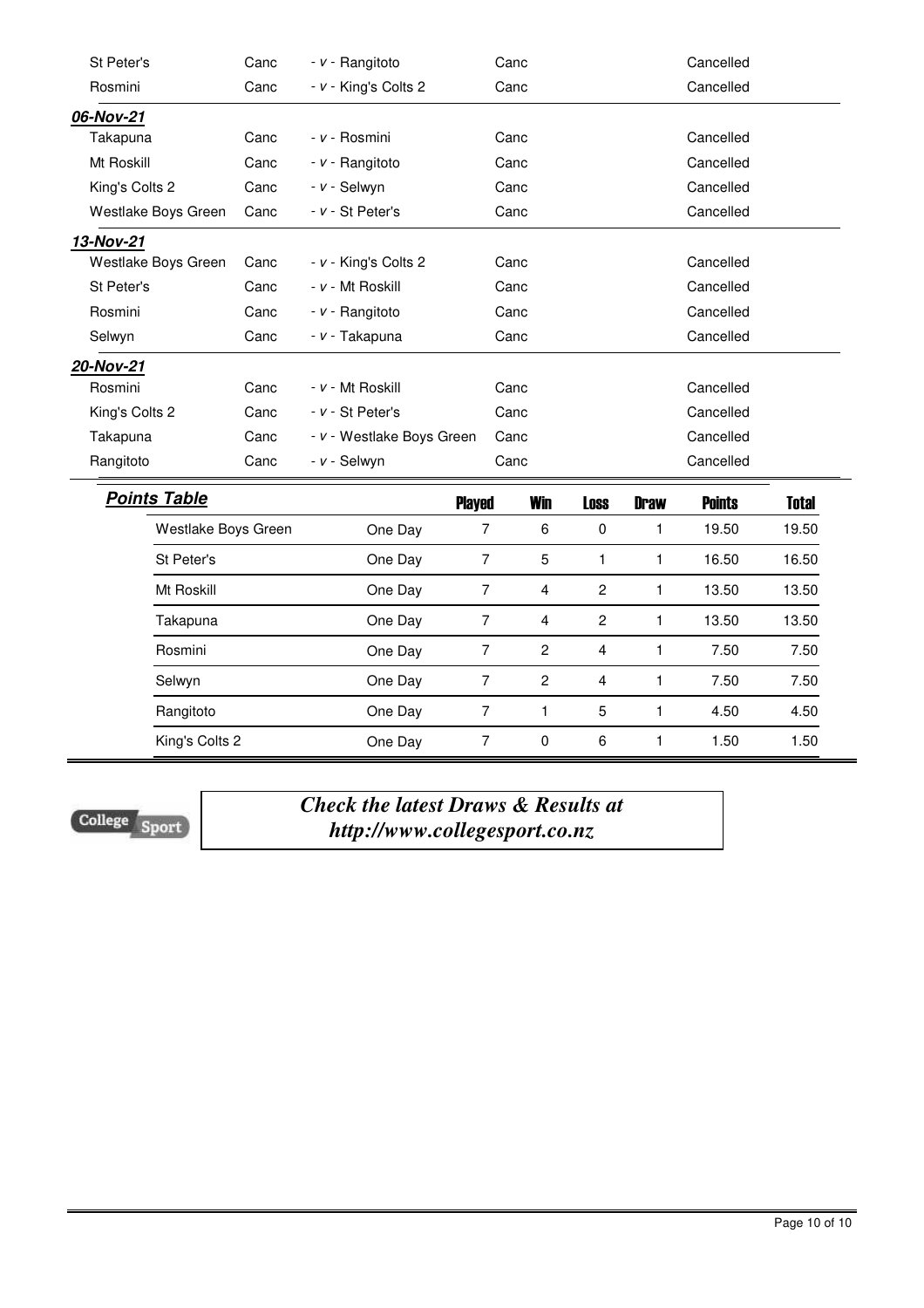| | | | | |
|---|---|---|---|---|
| St Peter's | Canc | - v - Rangitoto | Canc | Cancelled |
| Rosmini | Canc | - v - King's Colts 2 | Canc | Cancelled |

***06-Nov-21***

| | | | | |
|---|---|---|---|---|
| Takapuna | Canc | - v - Rosmini | Canc | Cancelled |
| Mt Roskill | Canc | - v - Rangitoto | Canc | Cancelled |
| King's Colts 2 | Canc | - v - Selwyn | Canc | Cancelled |
| Westlake Boys Green | Canc | - v - St Peter's | Canc | Cancelled |

***13-Nov-21***

| | | | | |
|---|---|---|---|---|
| Westlake Boys Green | Canc | - v - King's Colts 2 | Canc | Cancelled |
| St Peter's | Canc | - v - Mt Roskill | Canc | Cancelled |
| Rosmini | Canc | - v - Rangitoto | Canc | Cancelled |
| Selwyn | Canc | - v - Takapuna | Canc | Cancelled |

***20-Nov-21***

| | | | | |
|---|---|---|---|---|
| Rosmini | Canc | - v - Mt Roskill | Canc | Cancelled |
| King's Colts 2 | Canc | - v - St Peter's | Canc | Cancelled |
| Takapuna | Canc | - v - Westlake Boys Green | Canc | Cancelled |
| Rangitoto | Canc | - v - Selwyn | Canc | Cancelled |

***Points Table***

| | | Played | Win | Loss | Draw | Points | Total |
|---|---|---|---|---|---|---|---|
| Westlake Boys Green | One Day | 7 | 6 | 0 | 1 | 19.50 | 19.50 |
| St Peter's | One Day | 7 | 5 | 1 | 1 | 16.50 | 16.50 |
| Mt Roskill | One Day | 7 | 4 | 2 | 1 | 13.50 | 13.50 |
| Takapuna | One Day | 7 | 4 | 2 | 1 | 13.50 | 13.50 |
| Rosmini | One Day | 7 | 2 | 4 | 1 | 7.50 | 7.50 |
| Selwyn | One Day | 7 | 2 | 4 | 1 | 7.50 | 7.50 |
| Rangitoto | One Day | 7 | 1 | 5 | 1 | 4.50 | 4.50 |
| King's Colts 2 | One Day | 7 | 0 | 6 | 1 | 1.50 | 1.50 |

College Sport

***Check the latest Draws & Results at http://www.collegesport.co.nz***